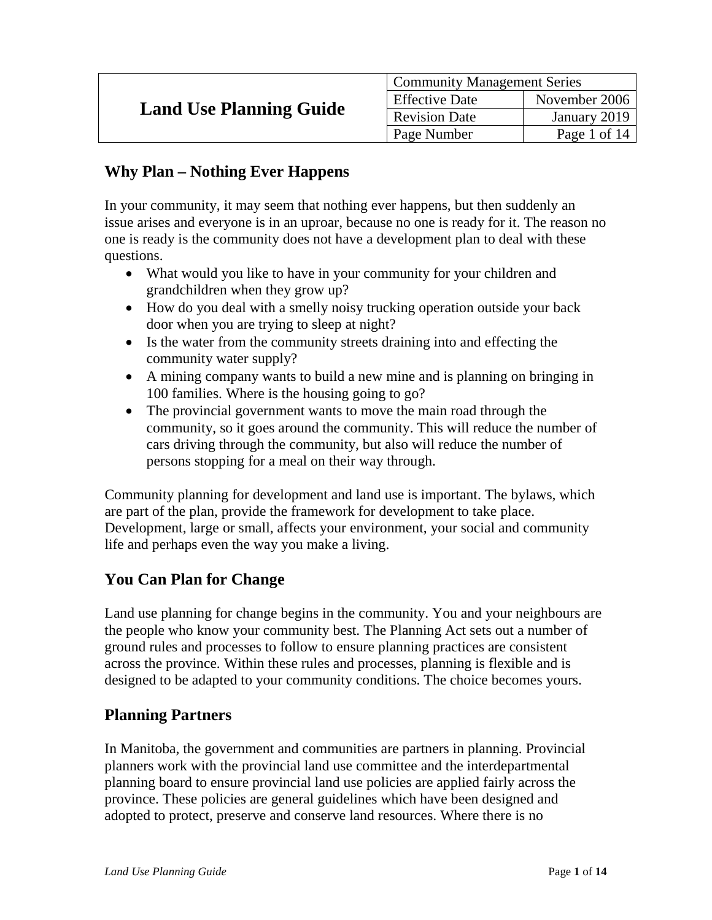| Land Use Planning Guide | Community Management Series | |
|---|---|---|
| | Effective Date | November 2006 |
| | Revision Date | January 2019 |
| | Page Number | Page 1 of 14 |

## Why Plan – Nothing Ever Happens

In your community, it may seem that nothing ever happens, but then suddenly an issue arises and everyone is in an uproar, because no one is ready for it. The reason no one is ready is the community does not have a development plan to deal with these questions.

- What would you like to have in your community for your children and grandchildren when they grow up?
- How do you deal with a smelly noisy trucking operation outside your back door when you are trying to sleep at night?
- Is the water from the community streets draining into and effecting the community water supply?
- A mining company wants to build a new mine and is planning on bringing in 100 families. Where is the housing going to go?
- The provincial government wants to move the main road through the community, so it goes around the community. This will reduce the number of cars driving through the community, but also will reduce the number of persons stopping for a meal on their way through.

Community planning for development and land use is important. The bylaws, which are part of the plan, provide the framework for development to take place. Development, large or small, affects your environment, your social and community life and perhaps even the way you make a living.

## You Can Plan for Change

Land use planning for change begins in the community. You and your neighbours are the people who know your community best. The Planning Act sets out a number of ground rules and processes to follow to ensure planning practices are consistent across the province. Within these rules and processes, planning is flexible and is designed to be adapted to your community conditions. The choice becomes yours.

## Planning Partners

In Manitoba, the government and communities are partners in planning. Provincial planners work with the provincial land use committee and the interdepartmental planning board to ensure provincial land use policies are applied fairly across the province. These policies are general guidelines which have been designed and adopted to protect, preserve and conserve land resources. Where there is no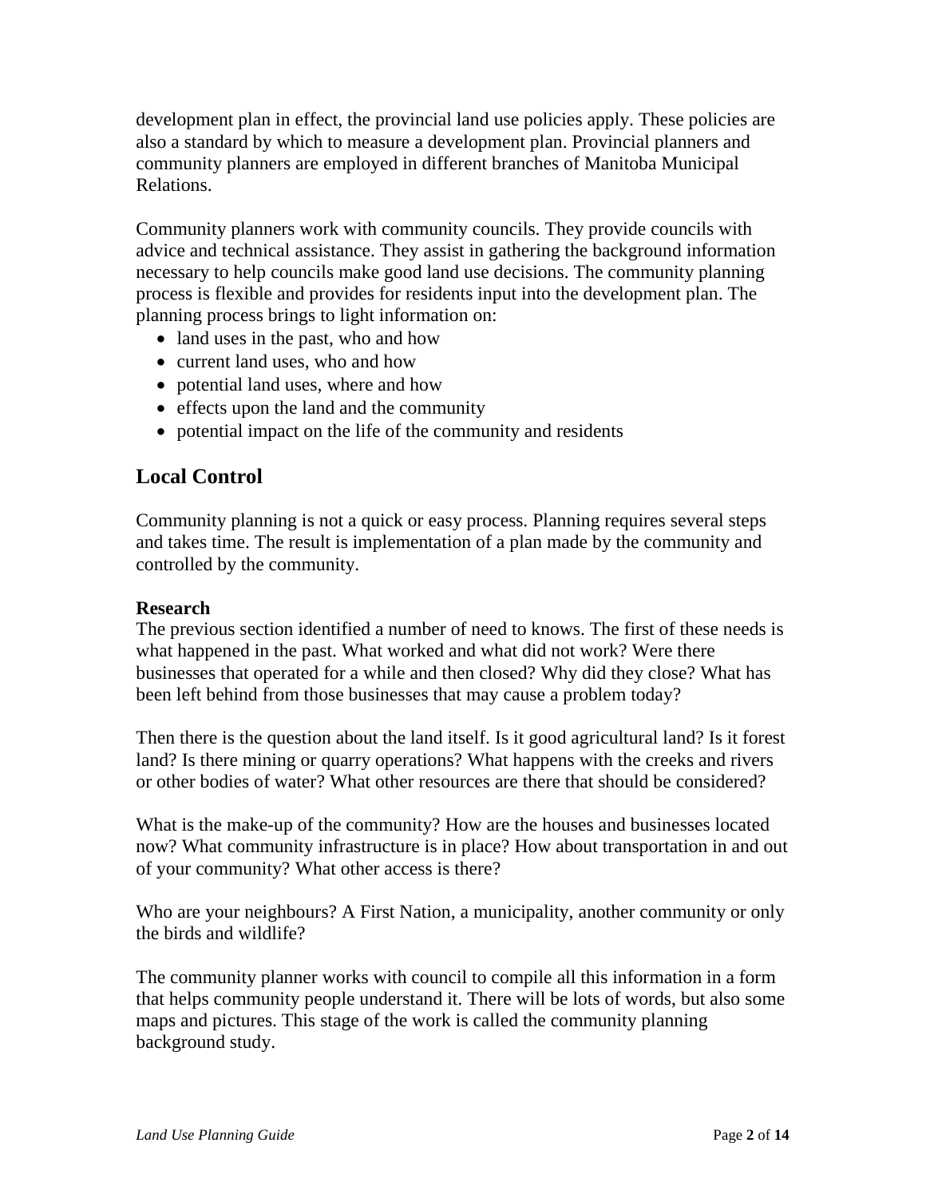development plan in effect, the provincial land use policies apply. These policies are also a standard by which to measure a development plan. Provincial planners and community planners are employed in different branches of Manitoba Municipal Relations.

Community planners work with community councils. They provide councils with advice and technical assistance. They assist in gathering the background information necessary to help councils make good land use decisions. The community planning process is flexible and provides for residents input into the development plan. The planning process brings to light information on:

- land uses in the past, who and how
- current land uses, who and how
- potential land uses, where and how
- effects upon the land and the community
- potential impact on the life of the community and residents

## Local Control

Community planning is not a quick or easy process. Planning requires several steps and takes time. The result is implementation of a plan made by the community and controlled by the community.

**Research**

The previous section identified a number of need to knows. The first of these needs is what happened in the past. What worked and what did not work? Were there businesses that operated for a while and then closed? Why did they close? What has been left behind from those businesses that may cause a problem today?

Then there is the question about the land itself. Is it good agricultural land? Is it forest land? Is there mining or quarry operations? What happens with the creeks and rivers or other bodies of water? What other resources are there that should be considered?

What is the make-up of the community? How are the houses and businesses located now? What community infrastructure is in place? How about transportation in and out of your community? What other access is there?

Who are your neighbours? A First Nation, a municipality, another community or only the birds and wildlife?

The community planner works with council to compile all this information in a form that helps community people understand it. There will be lots of words, but also some maps and pictures. This stage of the work is called the community planning background study.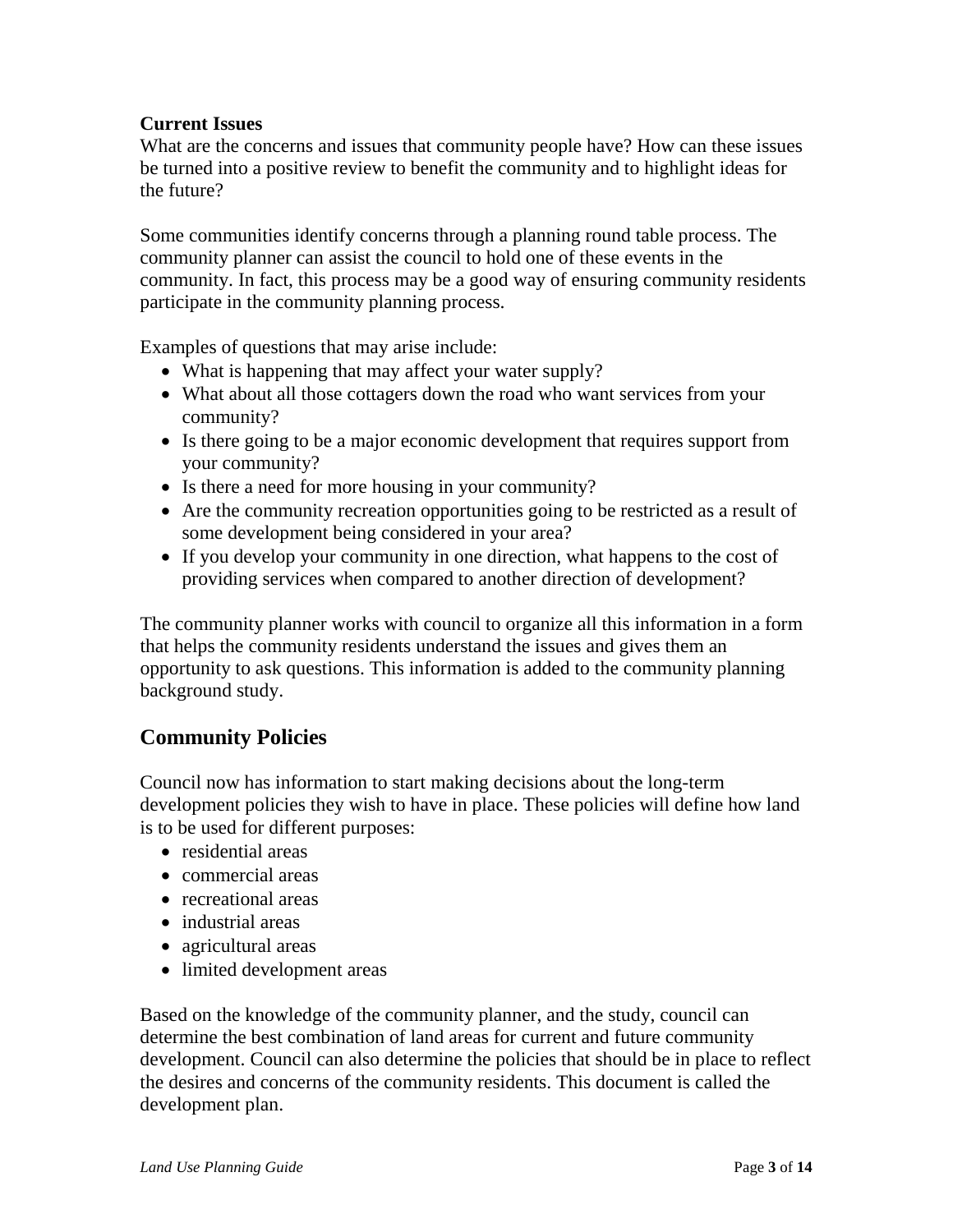**Current Issues**
What are the concerns and issues that community people have? How can these issues be turned into a positive review to benefit the community and to highlight ideas for the future?

Some communities identify concerns through a planning round table process. The community planner can assist the council to hold one of these events in the community. In fact, this process may be a good way of ensuring community residents participate in the community planning process.

Examples of questions that may arise include:

- What is happening that may affect your water supply?
- What about all those cottagers down the road who want services from your community?
- Is there going to be a major economic development that requires support from your community?
- Is there a need for more housing in your community?
- Are the community recreation opportunities going to be restricted as a result of some development being considered in your area?
- If you develop your community in one direction, what happens to the cost of providing services when compared to another direction of development?

The community planner works with council to organize all this information in a form that helps the community residents understand the issues and gives them an opportunity to ask questions. This information is added to the community planning background study.

## Community Policies

Council now has information to start making decisions about the long-term development policies they wish to have in place. These policies will define how land is to be used for different purposes:

- residential areas
- commercial areas
- recreational areas
- industrial areas
- agricultural areas
- limited development areas

Based on the knowledge of the community planner, and the study, council can determine the best combination of land areas for current and future community development. Council can also determine the policies that should be in place to reflect the desires and concerns of the community residents. This document is called the development plan.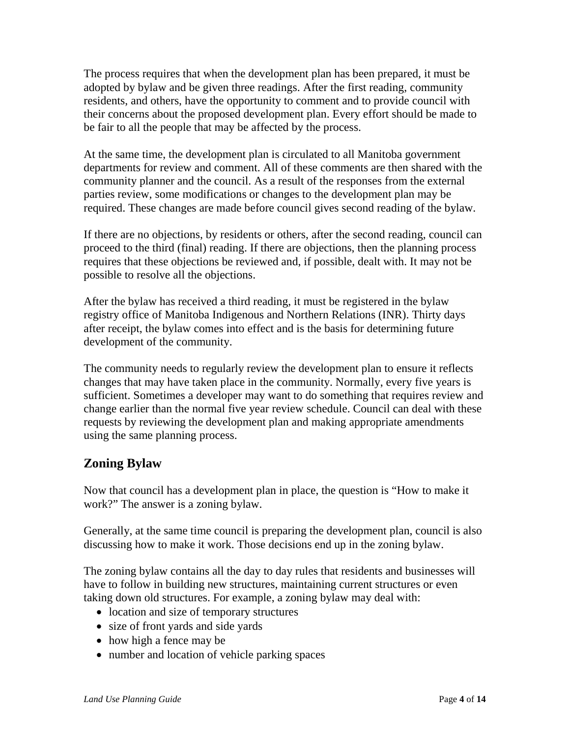The process requires that when the development plan has been prepared, it must be adopted by bylaw and be given three readings. After the first reading, community residents, and others, have the opportunity to comment and to provide council with their concerns about the proposed development plan. Every effort should be made to be fair to all the people that may be affected by the process.

At the same time, the development plan is circulated to all Manitoba government departments for review and comment. All of these comments are then shared with the community planner and the council. As a result of the responses from the external parties review, some modifications or changes to the development plan may be required. These changes are made before council gives second reading of the bylaw.

If there are no objections, by residents or others, after the second reading, council can proceed to the third (final) reading. If there are objections, then the planning process requires that these objections be reviewed and, if possible, dealt with. It may not be possible to resolve all the objections.

After the bylaw has received a third reading, it must be registered in the bylaw registry office of Manitoba Indigenous and Northern Relations (INR). Thirty days after receipt, the bylaw comes into effect and is the basis for determining future development of the community.

The community needs to regularly review the development plan to ensure it reflects changes that may have taken place in the community. Normally, every five years is sufficient. Sometimes a developer may want to do something that requires review and change earlier than the normal five year review schedule. Council can deal with these requests by reviewing the development plan and making appropriate amendments using the same planning process.

## Zoning Bylaw

Now that council has a development plan in place, the question is "How to make it work?" The answer is a zoning bylaw.

Generally, at the same time council is preparing the development plan, council is also discussing how to make it work. Those decisions end up in the zoning bylaw.

The zoning bylaw contains all the day to day rules that residents and businesses will have to follow in building new structures, maintaining current structures or even taking down old structures. For example, a zoning bylaw may deal with:

- location and size of temporary structures
- size of front yards and side yards
- how high a fence may be
- number and location of vehicle parking spaces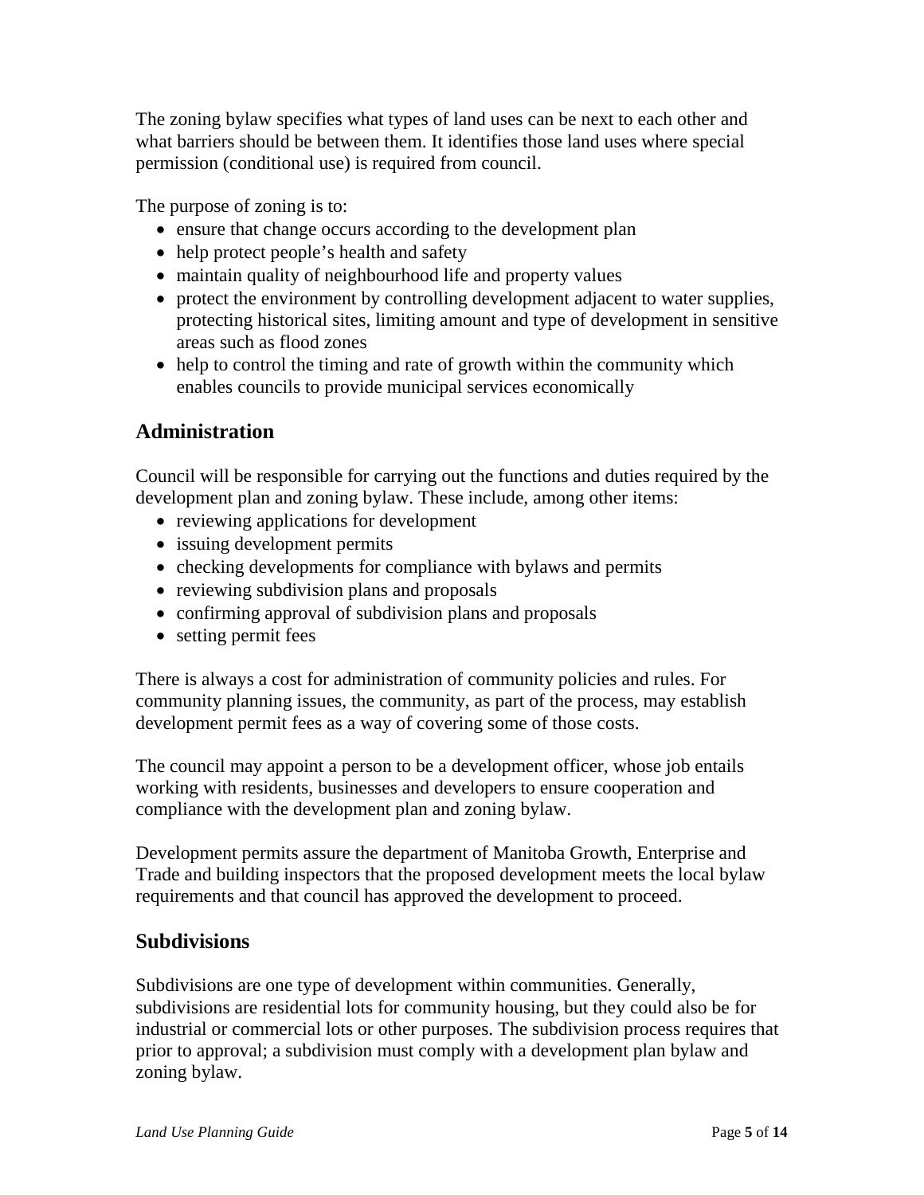The zoning bylaw specifies what types of land uses can be next to each other and what barriers should be between them. It identifies those land uses where special permission (conditional use) is required from council.

The purpose of zoning is to:

- ensure that change occurs according to the development plan
- help protect people's health and safety
- maintain quality of neighbourhood life and property values
- protect the environment by controlling development adjacent to water supplies, protecting historical sites, limiting amount and type of development in sensitive areas such as flood zones
- help to control the timing and rate of growth within the community which enables councils to provide municipal services economically

## Administration

Council will be responsible for carrying out the functions and duties required by the development plan and zoning bylaw. These include, among other items:

- reviewing applications for development
- issuing development permits
- checking developments for compliance with bylaws and permits
- reviewing subdivision plans and proposals
- confirming approval of subdivision plans and proposals
- setting permit fees

There is always a cost for administration of community policies and rules. For community planning issues, the community, as part of the process, may establish development permit fees as a way of covering some of those costs.

The council may appoint a person to be a development officer, whose job entails working with residents, businesses and developers to ensure cooperation and compliance with the development plan and zoning bylaw.

Development permits assure the department of Manitoba Growth, Enterprise and Trade and building inspectors that the proposed development meets the local bylaw requirements and that council has approved the development to proceed.

## Subdivisions

Subdivisions are one type of development within communities. Generally, subdivisions are residential lots for community housing, but they could also be for industrial or commercial lots or other purposes. The subdivision process requires that prior to approval; a subdivision must comply with a development plan bylaw and zoning bylaw.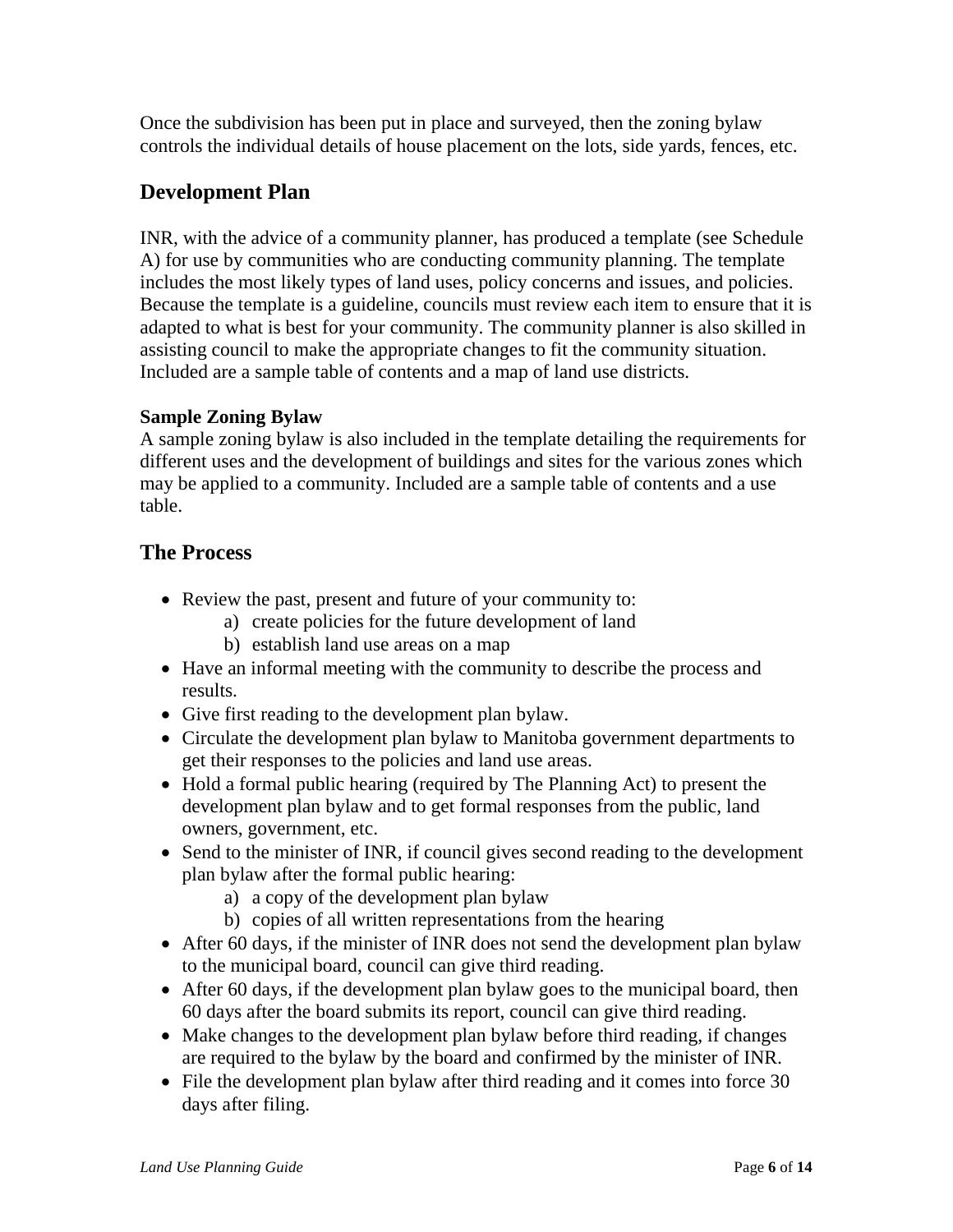Once the subdivision has been put in place and surveyed, then the zoning bylaw controls the individual details of house placement on the lots, side yards, fences, etc.

## Development Plan

INR, with the advice of a community planner, has produced a template (see Schedule A) for use by communities who are conducting community planning. The template includes the most likely types of land uses, policy concerns and issues, and policies. Because the template is a guideline, councils must review each item to ensure that it is adapted to what is best for your community. The community planner is also skilled in assisting council to make the appropriate changes to fit the community situation. Included are a sample table of contents and a map of land use districts.

**Sample Zoning Bylaw**
A sample zoning bylaw is also included in the template detailing the requirements for different uses and the development of buildings and sites for the various zones which may be applied to a community. Included are a sample table of contents and a use table.

## The Process

- Review the past, present and future of your community to:
  a) create policies for the future development of land
  b) establish land use areas on a map
- Have an informal meeting with the community to describe the process and results.
- Give first reading to the development plan bylaw.
- Circulate the development plan bylaw to Manitoba government departments to get their responses to the policies and land use areas.
- Hold a formal public hearing (required by The Planning Act) to present the development plan bylaw and to get formal responses from the public, land owners, government, etc.
- Send to the minister of INR, if council gives second reading to the development plan bylaw after the formal public hearing:
  a) a copy of the development plan bylaw
  b) copies of all written representations from the hearing
- After 60 days, if the minister of INR does not send the development plan bylaw to the municipal board, council can give third reading.
- After 60 days, if the development plan bylaw goes to the municipal board, then 60 days after the board submits its report, council can give third reading.
- Make changes to the development plan bylaw before third reading, if changes are required to the bylaw by the board and confirmed by the minister of INR.
- File the development plan bylaw after third reading and it comes into force 30 days after filing.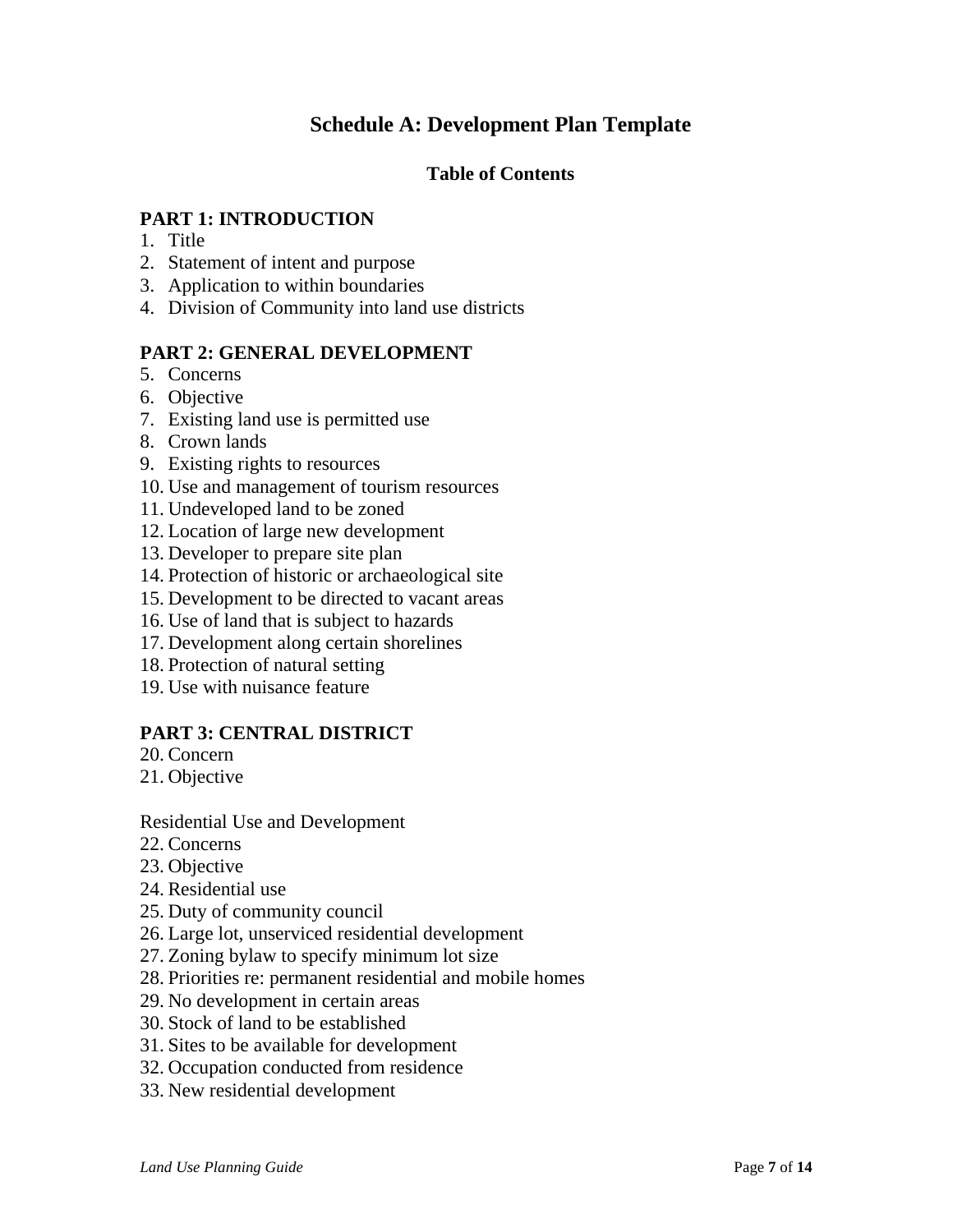# Schedule A: Development Plan Template

## Table of Contents

### PART 1: INTRODUCTION

1. Title
2. Statement of intent and purpose
3. Application to within boundaries
4. Division of Community into land use districts

### PART 2: GENERAL DEVELOPMENT

5. Concerns
6. Objective
7. Existing land use is permitted use
8. Crown lands
9. Existing rights to resources
10. Use and management of tourism resources
11. Undeveloped land to be zoned
12. Location of large new development
13. Developer to prepare site plan
14. Protection of historic or archaeological site
15. Development to be directed to vacant areas
16. Use of land that is subject to hazards
17. Development along certain shorelines
18. Protection of natural setting
19. Use with nuisance feature

### PART 3: CENTRAL DISTRICT

20. Concern
21. Objective

Residential Use and Development

22. Concerns
23. Objective
24. Residential use
25. Duty of community council
26. Large lot, unserviced residential development
27. Zoning bylaw to specify minimum lot size
28. Priorities re: permanent residential and mobile homes
29. No development in certain areas
30. Stock of land to be established
31. Sites to be available for development
32. Occupation conducted from residence
33. New residential development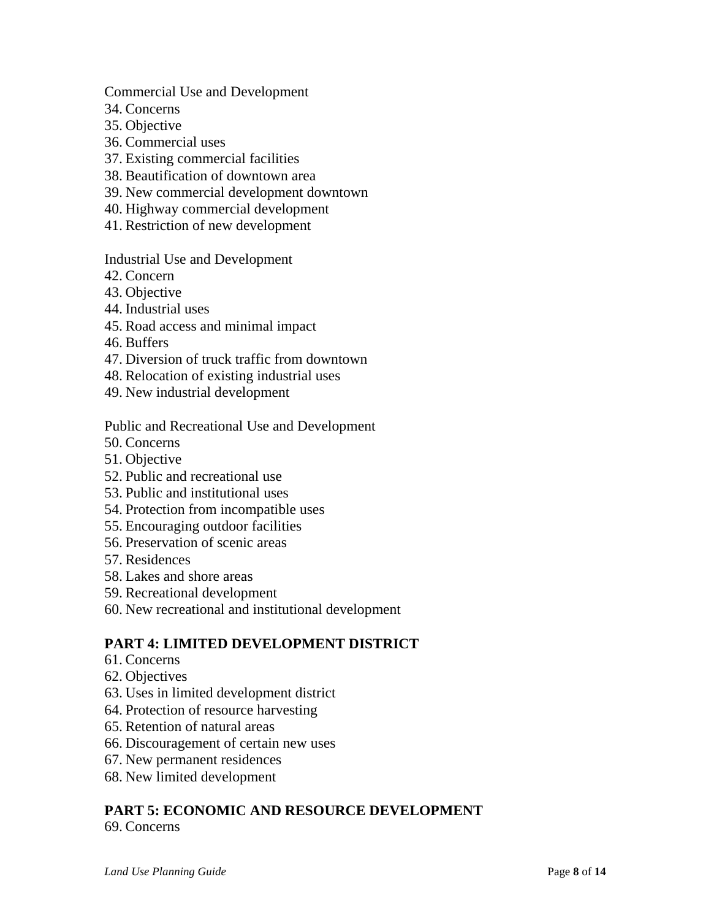Commercial Use and Development

34. Concerns
35. Objective
36. Commercial uses
37. Existing commercial facilities
38. Beautification of downtown area
39. New commercial development downtown
40. Highway commercial development
41. Restriction of new development

Industrial Use and Development

42. Concern
43. Objective
44. Industrial uses
45. Road access and minimal impact
46. Buffers
47. Diversion of truck traffic from downtown
48. Relocation of existing industrial uses
49. New industrial development

Public and Recreational Use and Development

50. Concerns
51. Objective
52. Public and recreational use
53. Public and institutional uses
54. Protection from incompatible uses
55. Encouraging outdoor facilities
56. Preservation of scenic areas
57. Residences
58. Lakes and shore areas
59. Recreational development
60. New recreational and institutional development

## PART 4: LIMITED DEVELOPMENT DISTRICT

61. Concerns
62. Objectives
63. Uses in limited development district
64. Protection of resource harvesting
65. Retention of natural areas
66. Discouragement of certain new uses
67. New permanent residences
68. New limited development

## PART 5: ECONOMIC AND RESOURCE DEVELOPMENT

69. Concerns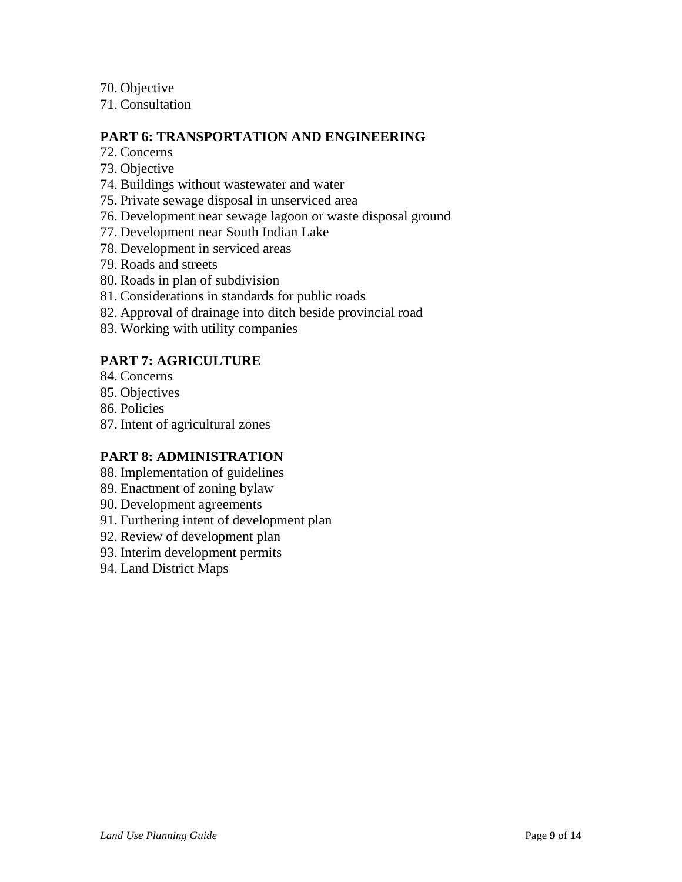70. Objective
71. Consultation

**PART 6: TRANSPORTATION AND ENGINEERING**

72. Concerns
73. Objective
74. Buildings without wastewater and water
75. Private sewage disposal in unserviced area
76. Development near sewage lagoon or waste disposal ground
77. Development near South Indian Lake
78. Development in serviced areas
79. Roads and streets
80. Roads in plan of subdivision
81. Considerations in standards for public roads
82. Approval of drainage into ditch beside provincial road
83. Working with utility companies

**PART 7: AGRICULTURE**

84. Concerns
85. Objectives
86. Policies
87. Intent of agricultural zones

**PART 8: ADMINISTRATION**

88. Implementation of guidelines
89. Enactment of zoning bylaw
90. Development agreements
91. Furthering intent of development plan
92. Review of development plan
93. Interim development permits
94. Land District Maps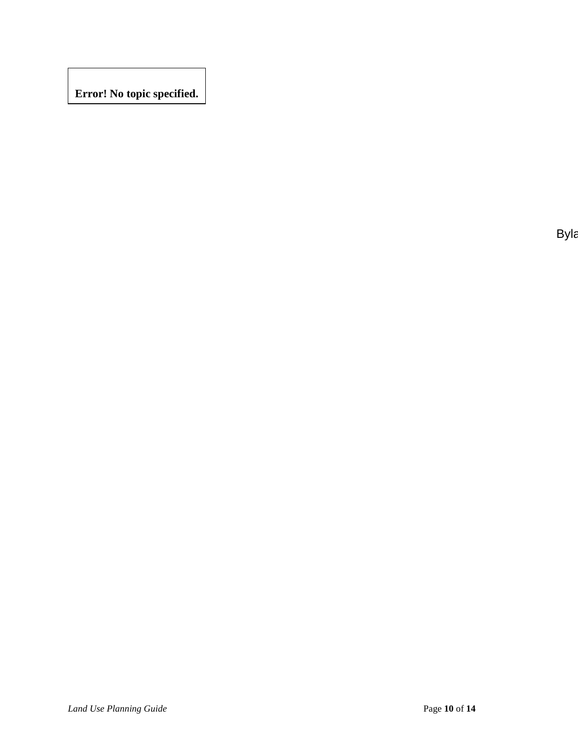**Error! No topic specified.**

Byla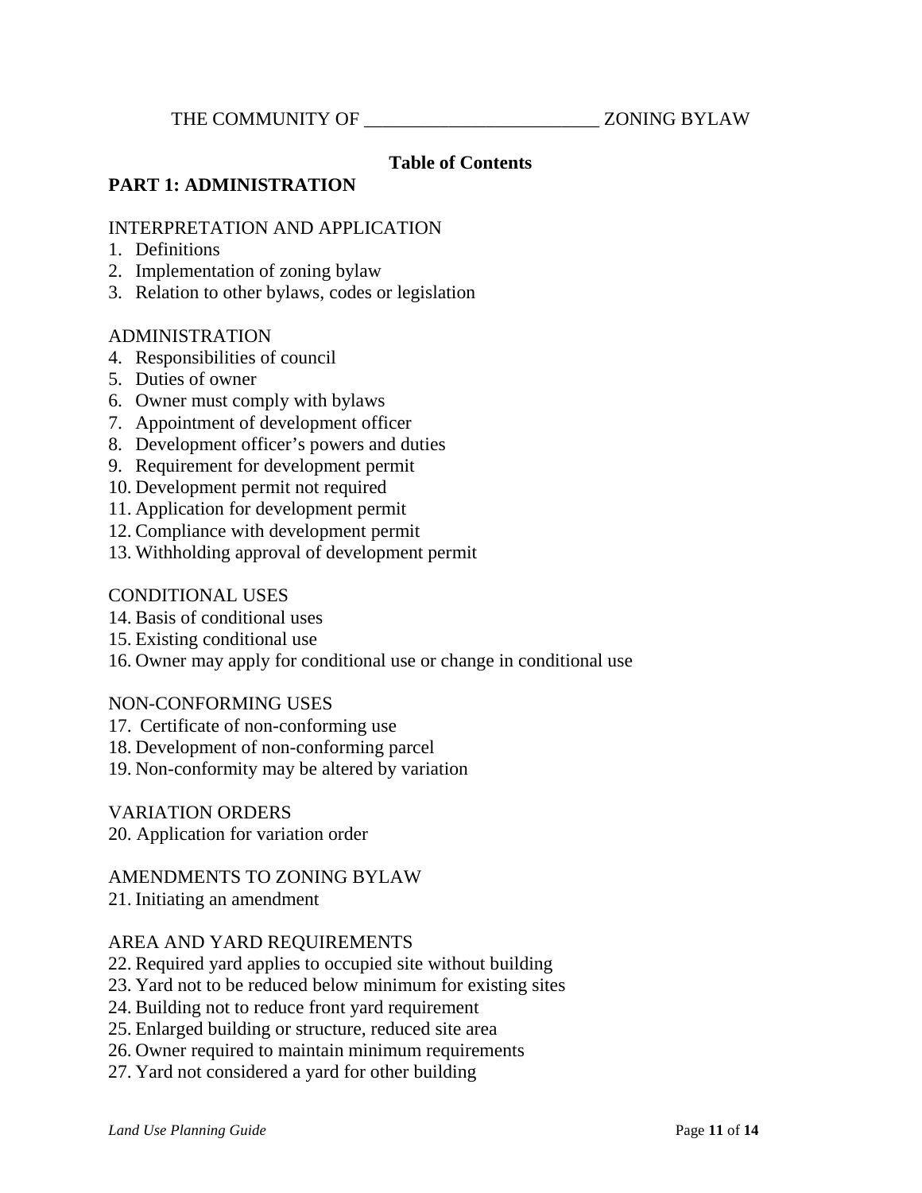THE COMMUNITY OF _________________________ ZONING BYLAW

**Table of Contents**

**PART 1: ADMINISTRATION**

INTERPRETATION AND APPLICATION

1. Definitions
2. Implementation of zoning bylaw
3. Relation to other bylaws, codes or legislation

ADMINISTRATION

4. Responsibilities of council
5. Duties of owner
6. Owner must comply with bylaws
7. Appointment of development officer
8. Development officer's powers and duties
9. Requirement for development permit
10. Development permit not required
11. Application for development permit
12. Compliance with development permit
13. Withholding approval of development permit

CONDITIONAL USES

14. Basis of conditional uses
15. Existing conditional use
16. Owner may apply for conditional use or change in conditional use

NON-CONFORMING USES

17. Certificate of non-conforming use
18. Development of non-conforming parcel
19. Non-conformity may be altered by variation

VARIATION ORDERS

20. Application for variation order

AMENDMENTS TO ZONING BYLAW

21. Initiating an amendment

AREA AND YARD REQUIREMENTS

22. Required yard applies to occupied site without building
23. Yard not to be reduced below minimum for existing sites
24. Building not to reduce front yard requirement
25. Enlarged building or structure, reduced site area
26. Owner required to maintain minimum requirements
27. Yard not considered a yard for other building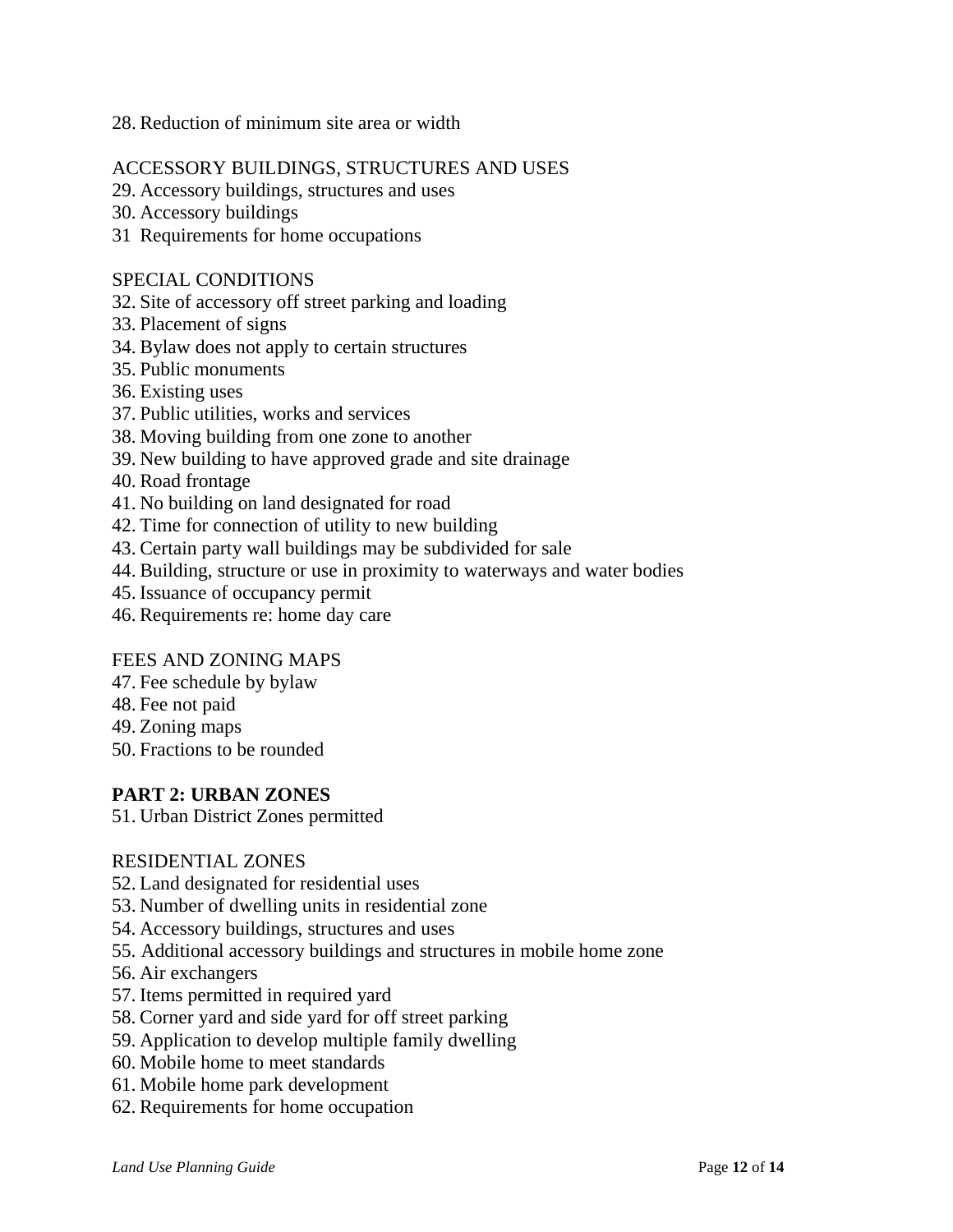28. Reduction of minimum site area or width

ACCESSORY BUILDINGS, STRUCTURES AND USES

29. Accessory buildings, structures and uses
30. Accessory buildings
31  Requirements for home occupations

SPECIAL CONDITIONS

32. Site of accessory off street parking and loading
33. Placement of signs
34. Bylaw does not apply to certain structures
35. Public monuments
36. Existing uses
37. Public utilities, works and services
38. Moving building from one zone to another
39. New building to have approved grade and site drainage
40. Road frontage
41. No building on land designated for road
42. Time for connection of utility to new building
43. Certain party wall buildings may be subdivided for sale
44. Building, structure or use in proximity to waterways and water bodies
45. Issuance of occupancy permit
46. Requirements re: home day care

FEES AND ZONING MAPS

47. Fee schedule by bylaw
48. Fee not paid
49. Zoning maps
50. Fractions to be rounded

**PART 2: URBAN ZONES**

51. Urban District Zones permitted

RESIDENTIAL ZONES

52. Land designated for residential uses
53. Number of dwelling units in residential zone
54. Accessory buildings, structures and uses
55. Additional accessory buildings and structures in mobile home zone
56. Air exchangers
57. Items permitted in required yard
58. Corner yard and side yard for off street parking
59. Application to develop multiple family dwelling
60. Mobile home to meet standards
61. Mobile home park development
62. Requirements for home occupation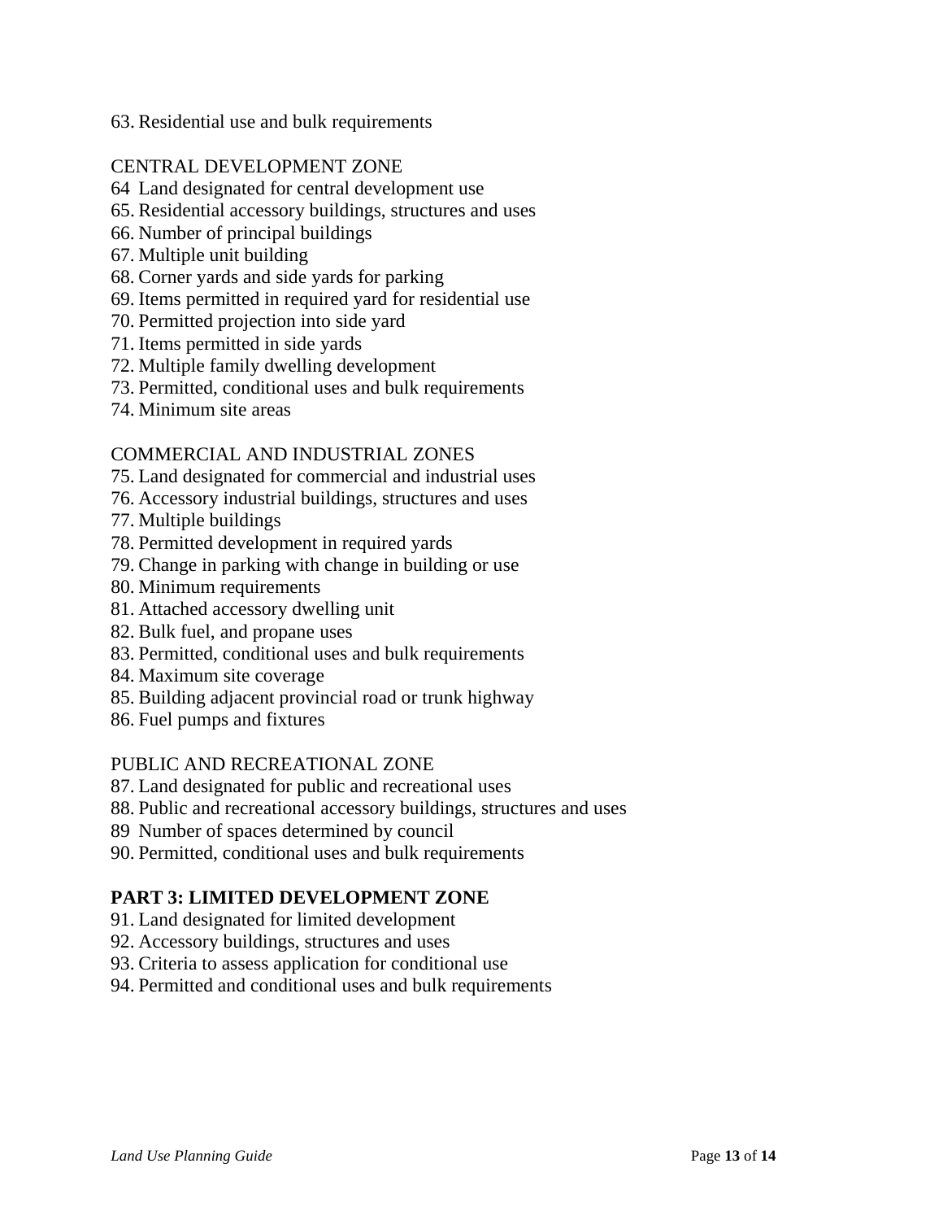63. Residential use and bulk requirements

CENTRAL DEVELOPMENT ZONE

64 Land designated for central development use
65. Residential accessory buildings, structures and uses
66. Number of principal buildings
67. Multiple unit building
68. Corner yards and side yards for parking
69. Items permitted in required yard for residential use
70. Permitted projection into side yard
71. Items permitted in side yards
72. Multiple family dwelling development
73. Permitted, conditional uses and bulk requirements
74. Minimum site areas

COMMERCIAL AND INDUSTRIAL ZONES

75. Land designated for commercial and industrial uses
76. Accessory industrial buildings, structures and uses
77. Multiple buildings
78. Permitted development in required yards
79. Change in parking with change in building or use
80. Minimum requirements
81. Attached accessory dwelling unit
82. Bulk fuel, and propane uses
83. Permitted, conditional uses and bulk requirements
84. Maximum site coverage
85. Building adjacent provincial road or trunk highway
86. Fuel pumps and fixtures

PUBLIC AND RECREATIONAL ZONE

87. Land designated for public and recreational uses
88. Public and recreational accessory buildings, structures and uses
89 Number of spaces determined by council
90. Permitted, conditional uses and bulk requirements

**PART 3: LIMITED DEVELOPMENT ZONE**

91. Land designated for limited development
92. Accessory buildings, structures and uses
93. Criteria to assess application for conditional use
94. Permitted and conditional uses and bulk requirements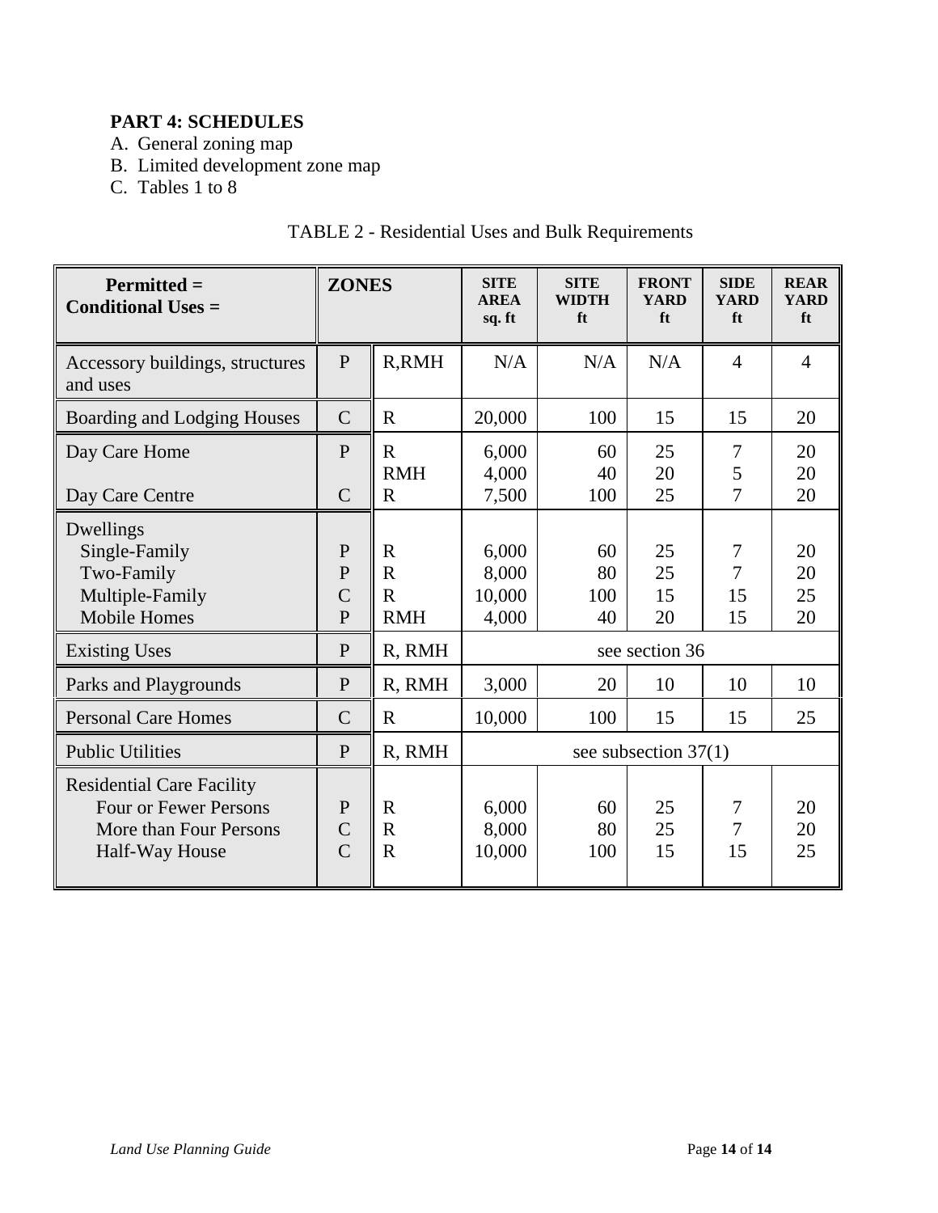**PART 4: SCHEDULES**

A. General zoning map
B. Limited development zone map
C. Tables 1 to 8

TABLE 2 - Residential Uses and Bulk Requirements

| Permitted = Conditional Uses = | ZONES | | SITE AREA sq. ft | SITE WIDTH ft | FRONT YARD ft | SIDE YARD ft | REAR YARD ft |
|---|---|---|---|---|---|---|---|
| Accessory buildings, structures and uses | P | R,RMH | N/A | N/A | N/A | 4 | 4 |
| Boarding and Lodging Houses | C | R | 20,000 | 100 | 15 | 15 | 20 |
| Day Care Home | P | R | 6,000 | 60 | 25 | 7 | 20 |
| | | RMH | 4,000 | 40 | 20 | 5 | 20 |
| Day Care Centre | C | R | 7,500 | 100 | 25 | 7 | 20 |
| Dwellings | | | | | | | |
| Single-Family | P | R | 6,000 | 60 | 25 | 7 | 20 |
| Two-Family | P | R | 8,000 | 80 | 25 | 7 | 20 |
| Multiple-Family | C | R | 10,000 | 100 | 15 | 15 | 25 |
| Mobile Homes | P | RMH | 4,000 | 40 | 20 | 15 | 20 |
| Existing Uses | P | R, RMH | see section 36 | | | | |
| Parks and Playgrounds | P | R, RMH | 3,000 | 20 | 10 | 10 | 10 |
| Personal Care Homes | C | R | 10,000 | 100 | 15 | 15 | 25 |
| Public Utilities | P | R, RMH | see subsection 37(1) | | | | |
| Residential Care Facility | | | | | | | |
| Four or Fewer Persons | P | R | 6,000 | 60 | 25 | 7 | 20 |
| More than Four Persons | C | R | 8,000 | 80 | 25 | 7 | 20 |
| Half-Way House | C | R | 10,000 | 100 | 15 | 15 | 25 |